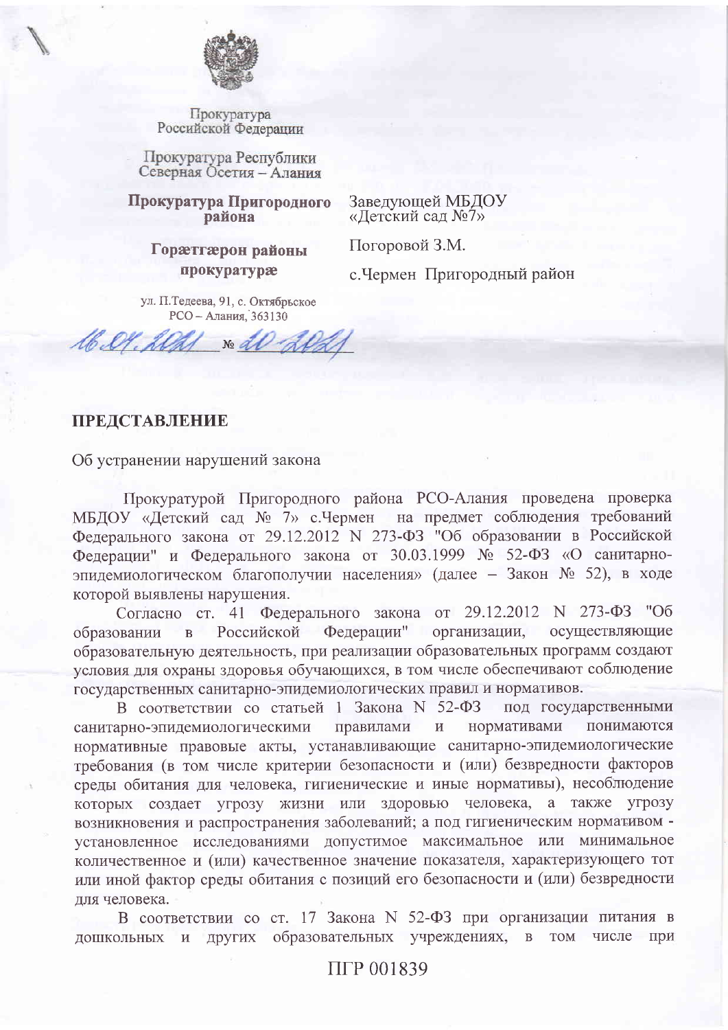Прокуратура
Российской Федерации

Прокуратура Республики
Северная Осетия – Алания

**Прокуратура Пригородного района**

**Горæтгæрон районы прокуратурæ**

ул. П.Тедеева, 91, с. Октябрьское
РСО – Алания, 363130

16.07.2021 № 20-2021

Заведующей МБДОУ
«Детский сад №7»

Погоровой З.М.

с.Чермен Пригородный район

## ПРЕДСТАВЛЕНИЕ

Об устранении нарушений закона

Прокуратурой Пригородного района РСО-Алания проведена проверка МБДОУ «Детский сад № 7» с.Чермен на предмет соблюдения требований Федерального закона от 29.12.2012 N 273-ФЗ "Об образовании в Российской Федерации" и Федерального закона от 30.03.1999 № 52-ФЗ «О санитарно-эпидемиологическом благополучии населения» (далее – Закон № 52), в ходе которой выявлены нарушения.

Согласно ст. 41 Федерального закона от 29.12.2012 N 273-ФЗ "Об образовании в Российской Федерации" организации, осуществляющие образовательную деятельность, при реализации образовательных программ создают условия для охраны здоровья обучающихся, в том числе обеспечивают соблюдение государственных санитарно-эпидемиологических правил и нормативов.

В соответствии со статьей 1 Закона N 52-ФЗ под государственными санитарно-эпидемиологическими правилами и нормативами понимаются нормативные правовые акты, устанавливающие санитарно-эпидемиологические требования (в том числе критерии безопасности и (или) безвредности факторов среды обитания для человека, гигиенические и иные нормативы), несоблюдение которых создает угрозу жизни или здоровью человека, а также угрозу возникновения и распространения заболеваний; а под гигиеническим нормативом - установленное исследованиями допустимое максимальное или минимальное количественное и (или) качественное значение показателя, характеризующего тот или иной фактор среды обитания с позиций его безопасности и (или) безвредности для человека.

В соответствии со ст. 17 Закона N 52-ФЗ при организации питания в дошкольных и других образовательных учреждениях, в том числе при

ПГР 001839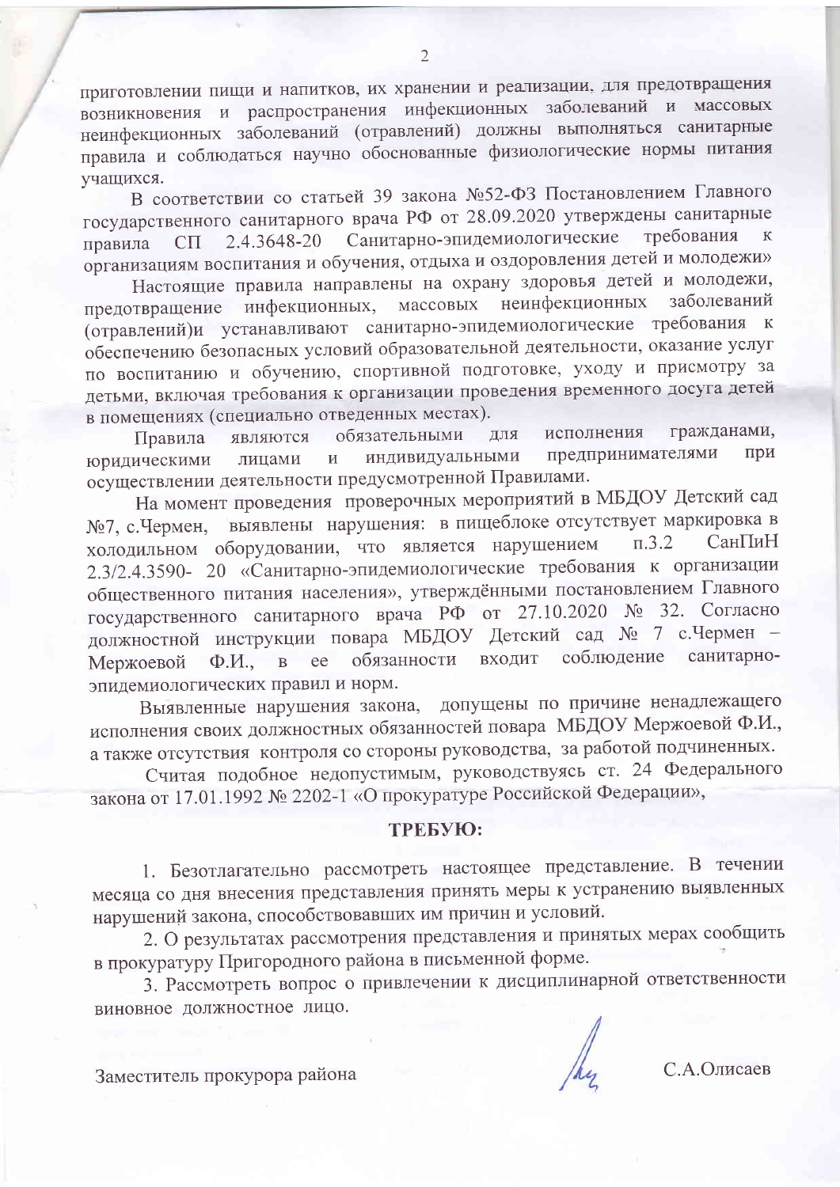приготовлении пищи и напитков, их хранении и реализации, для предотвращения возникновения и распространения инфекционных заболеваний и массовых неинфекционных заболеваний (отравлений) должны выполняться санитарные правила и соблюдаться научно обоснованные физиологические нормы питания учащихся.

В соответствии со статьей 39 закона №52-ФЗ Постановлением Главного государственного санитарного врача РФ от 28.09.2020 утверждены санитарные правила СП 2.4.3648-20 Санитарно-эпидемиологические требования к организациям воспитания и обучения, отдыха и оздоровления детей и молодежи»

Настоящие правила направлены на охрану здоровья детей и молодежи, предотвращение инфекционных, массовых неинфекционных заболеваний (отравлений)и устанавливают санитарно-эпидемиологические требования к обеспечению безопасных условий образовательной деятельности, оказание услуг по воспитанию и обучению, спортивной подготовке, уходу и присмотру за детьми, включая требования к организации проведения временного досуга детей в помещениях (специально отведенных местах).

Правила являются обязательными для исполнения гражданами, юридическими лицами и индивидуальными предпринимателями при осуществлении деятельности предусмотренной Правилами.

На момент проведения проверочных мероприятий в МБДОУ Детский сад №7, с.Чермен, выявлены нарушения: в пищеблоке отсутствует маркировка в холодильном оборудовании, что является нарушением п.3.2 СанПиН 2.3/2.4.3590- 20 «Санитарно-эпидемиологические требования к организации общественного питания населения», утверждёнными постановлением Главного государственного санитарного врача РФ от 27.10.2020 № 32. Согласно должностной инструкции повара МБДОУ Детский сад № 7 с.Чермен – Мержоевой Ф.И., в ее обязанности входит соблюдение санитарно-эпидемиологических правил и норм.

Выявленные нарушения закона, допущены по причине ненадлежащего исполнения своих должностных обязанностей повара МБДОУ Мержоевой Ф.И., а также отсутствия контроля со стороны руководства, за работой подчиненных.

Считая подобное недопустимым, руководствуясь ст. 24 Федерального закона от 17.01.1992 № 2202-1 «О прокуратуре Российской Федерации»,

**ТРЕБУЮ:**

1. Безотлагательно рассмотреть настоящее представление. В течении месяца со дня внесения представления принять меры к устранению выявленных нарушений закона, способствовавших им причин и условий.
2. О результатах рассмотрения представления и принятых мерах сообщить в прокуратуру Пригородного района в письменной форме.
3. Рассмотреть вопрос о привлечении к дисциплинарной ответственности виновное должностное лицо.

Заместитель прокурора района С.А.Олисаев